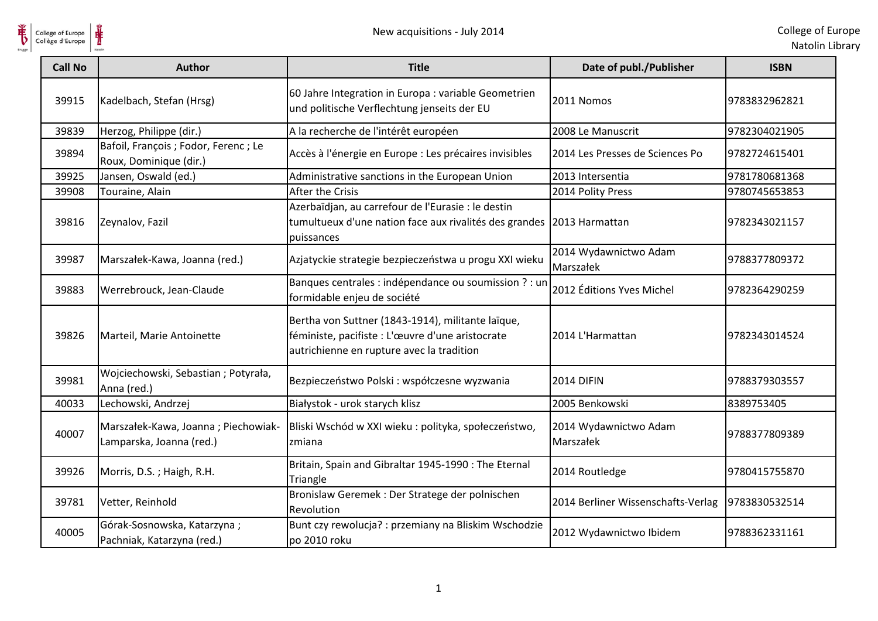| Call No | Author | Title | Date of publ./Publisher | ISBN |
|---|---|---|---|---|
| 39915 | Kadelbach, Stefan (Hrsg) | 60 Jahre Integration in Europa : variable Geometrien und politische Verflechtung jenseits der EU | 2011 Nomos | 9783832962821 |
| 39839 | Herzog, Philippe (dir.) | A la recherche de l'intérêt européen | 2008 Le Manuscrit | 9782304021905 |
| 39894 | Bafoil, François ; Fodor, Ferenc ; Le Roux, Dominique (dir.) | Accès à l'énergie en Europe : Les précaires invisibles | 2014 Les Presses de Sciences Po | 9782724615401 |
| 39925 | Jansen, Oswald (ed.) | Administrative sanctions in the European Union | 2013 Intersentia | 9781780681368 |
| 39908 | Touraine, Alain | After the Crisis | 2014 Polity Press | 9780745653853 |
| 39816 | Zeynalov, Fazil | Azerbaïdjan, au carrefour de l'Eurasie : le destin tumultueux d'une nation face aux rivalités des grandes puissances | 2013 Harmattan | 9782343021157 |
| 39987 | Marszałek-Kawa, Joanna (red.) | Azjatyckie strategie bezpieczeństwa u progu XXI wieku | 2014 Wydawnictwo Adam Marszałek | 9788377809372 |
| 39883 | Werrebrouck, Jean-Claude | Banques centrales : indépendance ou soumission ? : un formidable enjeu de société | 2012 Éditions Yves Michel | 9782364290259 |
| 39826 | Marteil, Marie Antoinette | Bertha von Suttner (1843-1914), militante laïque, féministe, pacifiste : L'œuvre d'une aristocrate autrichienne en rupture avec la tradition | 2014 L'Harmattan | 9782343014524 |
| 39981 | Wojciechowski, Sebastian ; Potyrała, Anna (red.) | Bezpieczeństwo Polski : współczesne wyzwania | 2014 DIFIN | 9788379303557 |
| 40033 | Lechowski, Andrzej | Białystok - urok starych klisz | 2005 Benkowski | 8389753405 |
| 40007 | Marszałek-Kawa, Joanna ; Piechowiak-Lamparska, Joanna (red.) | Bliski Wschód w XXI wieku : polityka, społeczeństwo, zmiana | 2014 Wydawnictwo Adam Marszałek | 9788377809389 |
| 39926 | Morris, D.S. ; Haigh, R.H. | Britain, Spain and Gibraltar 1945-1990 : The Eternal Triangle | 2014 Routledge | 9780415755870 |
| 39781 | Vetter, Reinhold | Bronislaw Geremek : Der Stratege der polnischen Revolution | 2014 Berliner Wissenschafts-Verlag | 9783830532514 |
| 40005 | Górak-Sosnowska, Katarzyna ; Pachniak, Katarzyna (red.) | Bunt czy rewolucja? : przemiany na Bliskim Wschodzie po 2010 roku | 2012 Wydawnictwo Ibidem | 9788362331161 |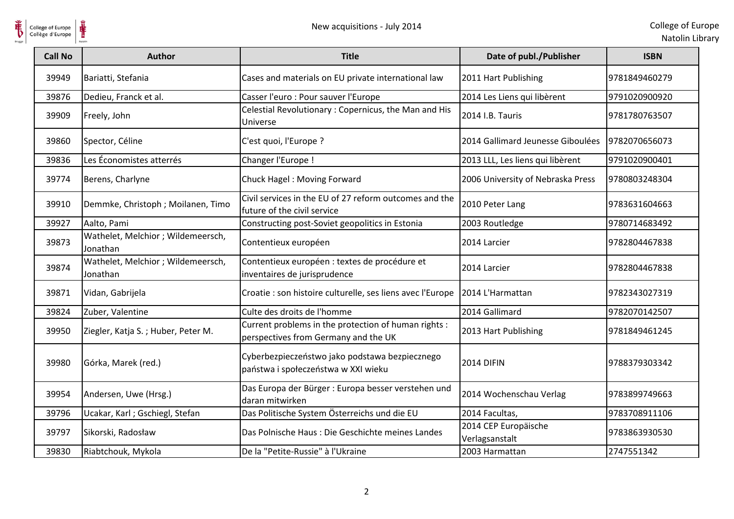| Call No | Author | Title | Date of publ./Publisher | ISBN |
|---|---|---|---|---|
| 39949 | Bariatti, Stefania | Cases and materials on EU private international law | 2011 Hart Publishing | 9781849460279 |
| 39876 | Dedieu, Franck et al. | Casser l'euro : Pour sauver l'Europe | 2014 Les Liens qui libèrent | 9791020900920 |
| 39909 | Freely, John | Celestial Revolutionary : Copernicus, the Man and His Universe | 2014 I.B. Tauris | 9781780763507 |
| 39860 | Spector, Céline | C'est quoi, l'Europe ? | 2014 Gallimard Jeunesse Giboulées | 9782070656073 |
| 39836 | Les Économistes atterrés | Changer l'Europe ! | 2013 LLL, Les liens qui libèrent | 9791020900401 |
| 39774 | Berens, Charlyne | Chuck Hagel : Moving Forward | 2006 University of Nebraska Press | 9780803248304 |
| 39910 | Demmke, Christoph ; Moilanen, Timo | Civil services in the EU of 27 reform outcomes and the future of the civil service | 2010 Peter Lang | 9783631604663 |
| 39927 | Aalto, Pami | Constructing post-Soviet geopolitics in Estonia | 2003 Routledge | 9780714683492 |
| 39873 | Wathelet, Melchior ; Wildemeersch, Jonathan | Contentieux européen | 2014 Larcier | 9782804467838 |
| 39874 | Wathelet, Melchior ; Wildemeersch, Jonathan | Contentieux européen : textes de procédure et inventaires de jurisprudence | 2014 Larcier | 9782804467838 |
| 39871 | Vidan, Gabrijela | Croatie : son histoire culturelle, ses liens avec l'Europe | 2014 L'Harmattan | 9782343027319 |
| 39824 | Zuber, Valentine | Culte des droits de l'homme | 2014 Gallimard | 9782070142507 |
| 39950 | Ziegler, Katja S. ; Huber, Peter M. | Current problems in the protection of human rights : perspectives from Germany and the UK | 2013 Hart Publishing | 9781849461245 |
| 39980 | Górka, Marek (red.) | Cyberbezpieczeństwo jako podstawa bezpiecznego państwa i społeczeństwa w XXI wieku | 2014 DIFIN | 9788379303342 |
| 39954 | Andersen, Uwe (Hrsg.) | Das Europa der Bürger : Europa besser verstehen und daran mitwirken | 2014 Wochenschau Verlag | 9783899749663 |
| 39796 | Ucakar, Karl ; Gschiegl, Stefan | Das Politische System Österreichs und die EU | 2014 Facultas, | 9783708911106 |
| 39797 | Sikorski, Radosław | Das Polnische Haus : Die Geschichte meines Landes | 2014 CEP Europäische Verlagsanstalt | 9783863930530 |
| 39830 | Riabtchouk, Mykola | De la "Petite-Russie" à l'Ukraine | 2003 Harmattan | 2747551342 |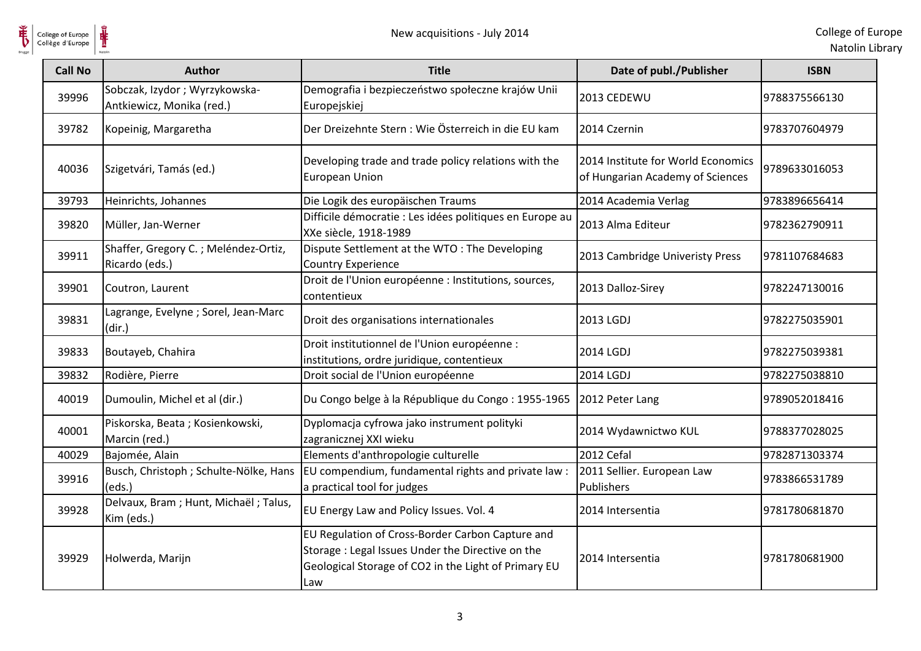| Call No | Author | Title | Date of publ./Publisher | ISBN |
| --- | --- | --- | --- | --- |
| 39996 | Sobczak, Izydor ; Wyrzykowska-Antkiewicz, Monika (red.) | Demografia i bezpieczeństwo społeczne krajów Unii Europejskiej | 2013 CEDEWU | 9788375566130 |
| 39782 | Kopeinig, Margaretha | Der Dreizehnte Stern : Wie Österreich in die EU kam | 2014 Czernin | 9783707604979 |
| 40036 | Szigetvári, Tamás (ed.) | Developing trade and trade policy relations with the European Union | 2014 Institute for World Economics of Hungarian Academy of Sciences | 9789633016053 |
| 39793 | Heinrichts, Johannes | Die Logik des europäischen Traums | 2014 Academia Verlag | 9783896656414 |
| 39820 | Müller, Jan-Werner | Difficile démocratie : Les idées politiques en Europe au XXe siècle, 1918-1989 | 2013 Alma Editeur | 9782362790911 |
| 39911 | Shaffer, Gregory C. ; Meléndez-Ortiz, Ricardo (eds.) | Dispute Settlement at the WTO : The Developing Country Experience | 2013 Cambridge Univeristy Press | 9781107684683 |
| 39901 | Coutron, Laurent | Droit de l'Union européenne : Institutions, sources, contentieux | 2013 Dalloz-Sirey | 9782247130016 |
| 39831 | Lagrange, Evelyne ; Sorel, Jean-Marc (dir.) | Droit des organisations internationales | 2013 LGDJ | 9782275035901 |
| 39833 | Boutayeb, Chahira | Droit institutionnel de l'Union européenne : institutions, ordre juridique, contentieux | 2014 LGDJ | 9782275039381 |
| 39832 | Rodière, Pierre | Droit social de l'Union européenne | 2014 LGDJ | 9782275038810 |
| 40019 | Dumoulin, Michel et al (dir.) | Du Congo belge à la République du Congo : 1955-1965 | 2012 Peter Lang | 9789052018416 |
| 40001 | Piskorska, Beata ; Kosienkowski, Marcin (red.) | Dyplomacja cyfrowa jako instrument polityki zagranicznej XXI wieku | 2014 Wydawnictwo KUL | 9788377028025 |
| 40029 | Bajomée, Alain | Elements d'anthropologie culturelle | 2012 Cefal | 9782871303374 |
| 39916 | Busch, Christoph ; Schulte-Nölke, Hans (eds.) | EU compendium, fundamental rights and private law : a practical tool for judges | 2011 Sellier. European Law Publishers | 9783866531789 |
| 39928 | Delvaux, Bram ; Hunt, Michaël ; Talus, Kim (eds.) | EU Energy Law and Policy Issues. Vol. 4 | 2014 Intersentia | 9781780681870 |
| 39929 | Holwerda, Marijn | EU Regulation of Cross-Border Carbon Capture and Storage : Legal Issues Under the Directive on the Geological Storage of CO2 in the Light of Primary EU Law | 2014 Intersentia | 9781780681900 |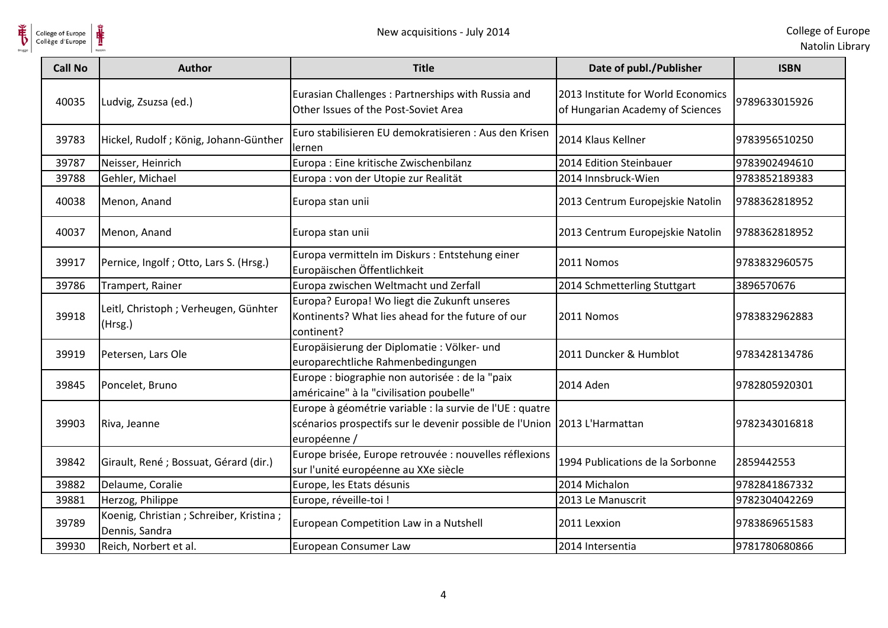| Call No | Author | Title | Date of publ./Publisher | ISBN |
|---|---|---|---|---|
| 40035 | Ludvig, Zsuzsa (ed.) | Eurasian Challenges : Partnerships with Russia and Other Issues of the Post-Soviet Area | 2013 Institute for World Economics of Hungarian Academy of Sciences | 9789633015926 |
| 39783 | Hickel, Rudolf ; König, Johann-Günther | Euro stabilisieren EU demokratisieren : Aus den Krisen lernen | 2014 Klaus Kellner | 9783956510250 |
| 39787 | Neisser, Heinrich | Europa : Eine kritische Zwischenbilanz | 2014 Edition Steinbauer | 9783902494610 |
| 39788 | Gehler, Michael | Europa : von der Utopie zur Realität | 2014 Innsbruck-Wien | 9783852189383 |
| 40038 | Menon, Anand | Europa stan unii | 2013 Centrum Europejskie Natolin | 9788362818952 |
| 40037 | Menon, Anand | Europa stan unii | 2013 Centrum Europejskie Natolin | 9788362818952 |
| 39917 | Pernice, Ingolf ; Otto, Lars S. (Hrsg.) | Europa vermitteln im Diskurs : Entstehung einer Europäischen Öffentlichkeit | 2011 Nomos | 9783832960575 |
| 39786 | Trampert, Rainer | Europa zwischen Weltmacht und Zerfall | 2014 Schmetterling Stuttgart | 3896570676 |
| 39918 | Leitl, Christoph ; Verheugen, Günhter (Hrsg.) | Europa? Europa! Wo liegt die Zukunft unseres Kontinents? What lies ahead for the future of our continent? | 2011 Nomos | 9783832962883 |
| 39919 | Petersen, Lars Ole | Europäisierung der Diplomatie : Völker- und europarechtliche Rahmenbedingungen | 2011 Duncker & Humblot | 9783428134786 |
| 39845 | Poncelet, Bruno | Europe : biographie non autorisée : de la "paix américaine" à la "civilisation poubelle" | 2014 Aden | 9782805920301 |
| 39903 | Riva, Jeanne | Europe à géométrie variable : la survie de l'UE : quatre scénarios prospectifs sur le devenir possible de l'Union européenne / | 2013 L'Harmattan | 9782343016818 |
| 39842 | Girault, René ; Bossuat, Gérard (dir.) | Europe brisée, Europe retrouvée : nouvelles réflexions sur l'unité européenne au XXe siècle | 1994 Publications de la Sorbonne | 2859442553 |
| 39882 | Delaume, Coralie | Europe, les Etats désunis | 2014 Michalon | 9782841867332 |
| 39881 | Herzog, Philippe | Europe, réveille-toi ! | 2013 Le Manuscrit | 9782304042269 |
| 39789 | Koenig, Christian ; Schreiber, Kristina ; Dennis, Sandra | European Competition Law in a Nutshell | 2011 Lexxion | 9783869651583 |
| 39930 | Reich, Norbert et al. | European Consumer Law | 2014 Intersentia | 9781780680866 |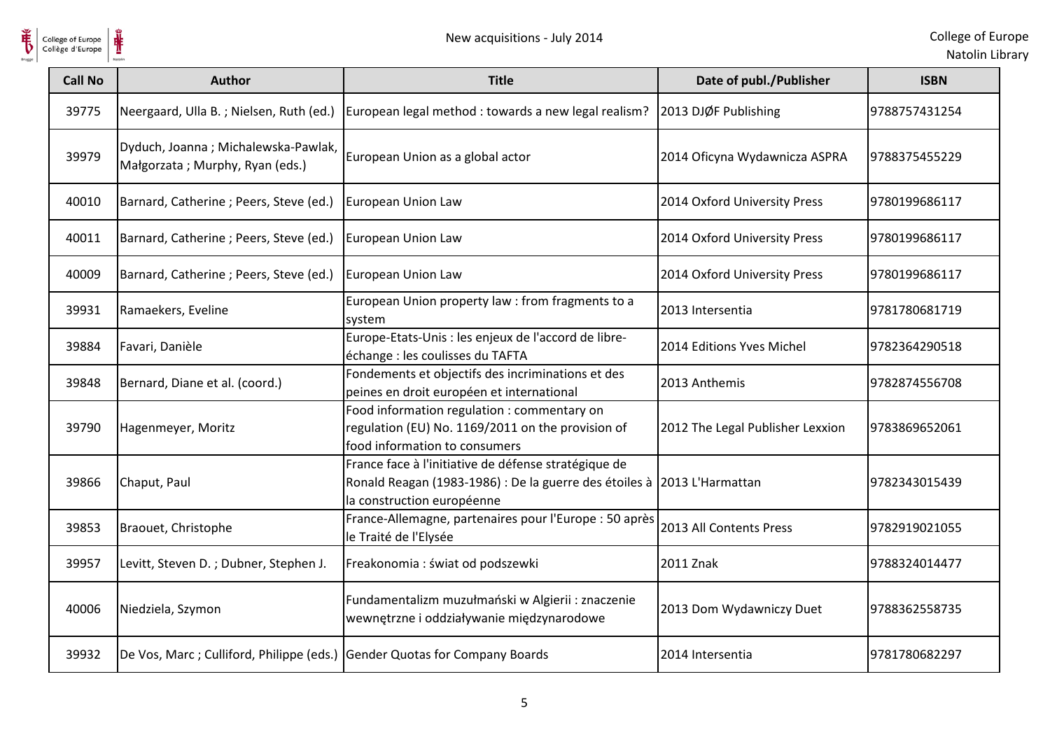| Call No | Author | Title | Date of publ./Publisher | ISBN |
| --- | --- | --- | --- | --- |
| 39775 | Neergaard, Ulla B. ; Nielsen, Ruth (ed.) | European legal method : towards a new legal realism? | 2013 DJØF Publishing | 9788757431254 |
| 39979 | Dyduch, Joanna ; Michalewska-Pawlak, Małgorzata ; Murphy, Ryan (eds.) | European Union as a global actor | 2014 Oficyna Wydawnicza ASPRA | 9788375455229 |
| 40010 | Barnard, Catherine ; Peers, Steve (ed.) | European Union Law | 2014 Oxford University Press | 9780199686117 |
| 40011 | Barnard, Catherine ; Peers, Steve (ed.) | European Union Law | 2014 Oxford University Press | 9780199686117 |
| 40009 | Barnard, Catherine ; Peers, Steve (ed.) | European Union Law | 2014 Oxford University Press | 9780199686117 |
| 39931 | Ramaekers, Eveline | European Union property law : from fragments to a system | 2013 Intersentia | 9781780681719 |
| 39884 | Favari, Danièle | Europe-Etats-Unis : les enjeux de l'accord de libre-échange : les coulisses du TAFTA | 2014 Editions Yves Michel | 9782364290518 |
| 39848 | Bernard, Diane et al. (coord.) | Fondements et objectifs des incriminations et des peines en droit européen et international | 2013 Anthemis | 9782874556708 |
| 39790 | Hagenmeyer, Moritz | Food information regulation : commentary on regulation (EU) No. 1169/2011 on the provision of food information to consumers | 2012 The Legal Publisher Lexxion | 9783869652061 |
| 39866 | Chaput, Paul | France face à l'initiative de défense stratégique de Ronald Reagan (1983-1986) : De la guerre des étoiles à la construction européenne | 2013 L'Harmattan | 9782343015439 |
| 39853 | Braouet, Christophe | France-Allemagne, partenaires pour l'Europe : 50 après le Traité de l'Elysée | 2013 All Contents Press | 9782919021055 |
| 39957 | Levitt, Steven D. ; Dubner, Stephen J. | Freakonomia : świat od podszewki | 2011 Znak | 9788324014477 |
| 40006 | Niedziela, Szymon | Fundamentalizm muzułmański w Algierii : znaczenie wewnętrzne i oddziaływanie międzynarodowe | 2013 Dom Wydawniczy Duet | 9788362558735 |
| 39932 | De Vos, Marc ; Culliford, Philippe (eds.) | Gender Quotas for Company Boards | 2014 Intersentia | 9781780682297 |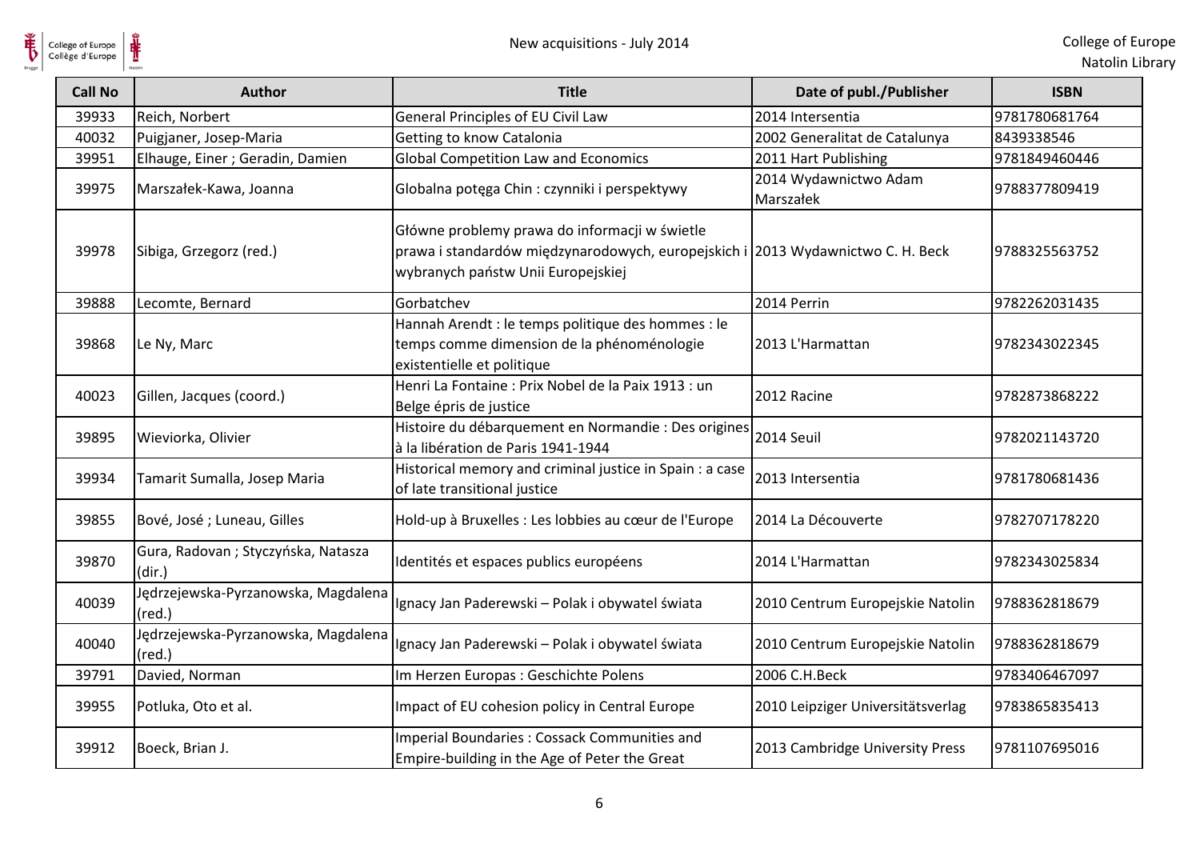| Call No | Author | Title | Date of publ./Publisher | ISBN |
|---|---|---|---|---|
| 39933 | Reich, Norbert | General Principles of EU Civil Law | 2014 Intersentia | 9781780681764 |
| 40032 | Puigjaner, Josep-Maria | Getting to know Catalonia | 2002 Generalitat de Catalunya | 8439338546 |
| 39951 | Elhauge, Einer ; Geradin, Damien | Global Competition Law and Economics | 2011 Hart Publishing | 9781849460446 |
| 39975 | Marszałek-Kawa, Joanna | Globalna potęga Chin : czynniki i perspektywy | 2014 Wydawnictwo Adam Marszałek | 9788377809419 |
| 39978 | Sibiga, Grzegorz (red.) | Główne problemy prawa do informacji w świetle prawa i standardów międzynarodowych, europejskich i wybranych państw Unii Europejskiej | 2013 Wydawnictwo C. H. Beck | 9788325563752 |
| 39888 | Lecomte, Bernard | Gorbatchev | 2014 Perrin | 9782262031435 |
| 39868 | Le Ny, Marc | Hannah Arendt : le temps politique des hommes : le temps comme dimension de la phénoménologie existentielle et politique | 2013 L'Harmattan | 9782343022345 |
| 40023 | Gillen, Jacques (coord.) | Henri La Fontaine : Prix Nobel de la Paix 1913 : un Belge épris de justice | 2012 Racine | 9782873868222 |
| 39895 | Wieviorka, Olivier | Histoire du débarquement en Normandie : Des origines à la libération de Paris 1941-1944 | 2014 Seuil | 9782021143720 |
| 39934 | Tamarit Sumalla, Josep Maria | Historical memory and criminal justice in Spain : a case of late transitional justice | 2013 Intersentia | 9781780681436 |
| 39855 | Bové, José ; Luneau, Gilles | Hold-up à Bruxelles : Les lobbies au cœur de l'Europe | 2014 La Découverte | 9782707178220 |
| 39870 | Gura, Radovan ; Styczyńska, Natasza (dir.) | Identités et espaces publics européens | 2014 L'Harmattan | 9782343025834 |
| 40039 | Jędrzejewska-Pyrzanowska, Magdalena (red.) | Ignacy Jan Paderewski – Polak i obywatel świata | 2010 Centrum Europejskie Natolin | 9788362818679 |
| 40040 | Jędrzejewska-Pyrzanowska, Magdalena (red.) | Ignacy Jan Paderewski – Polak i obywatel świata | 2010 Centrum Europejskie Natolin | 9788362818679 |
| 39791 | Davied, Norman | Im Herzen Europas : Geschichte Polens | 2006 C.H.Beck | 9783406467097 |
| 39955 | Potluka, Oto et al. | Impact of EU cohesion policy in Central Europe | 2010 Leipziger Universitätsverlag | 9783865835413 |
| 39912 | Boeck, Brian J. | Imperial Boundaries : Cossack Communities and Empire-building in the Age of Peter the Great | 2013 Cambridge University Press | 9781107695016 |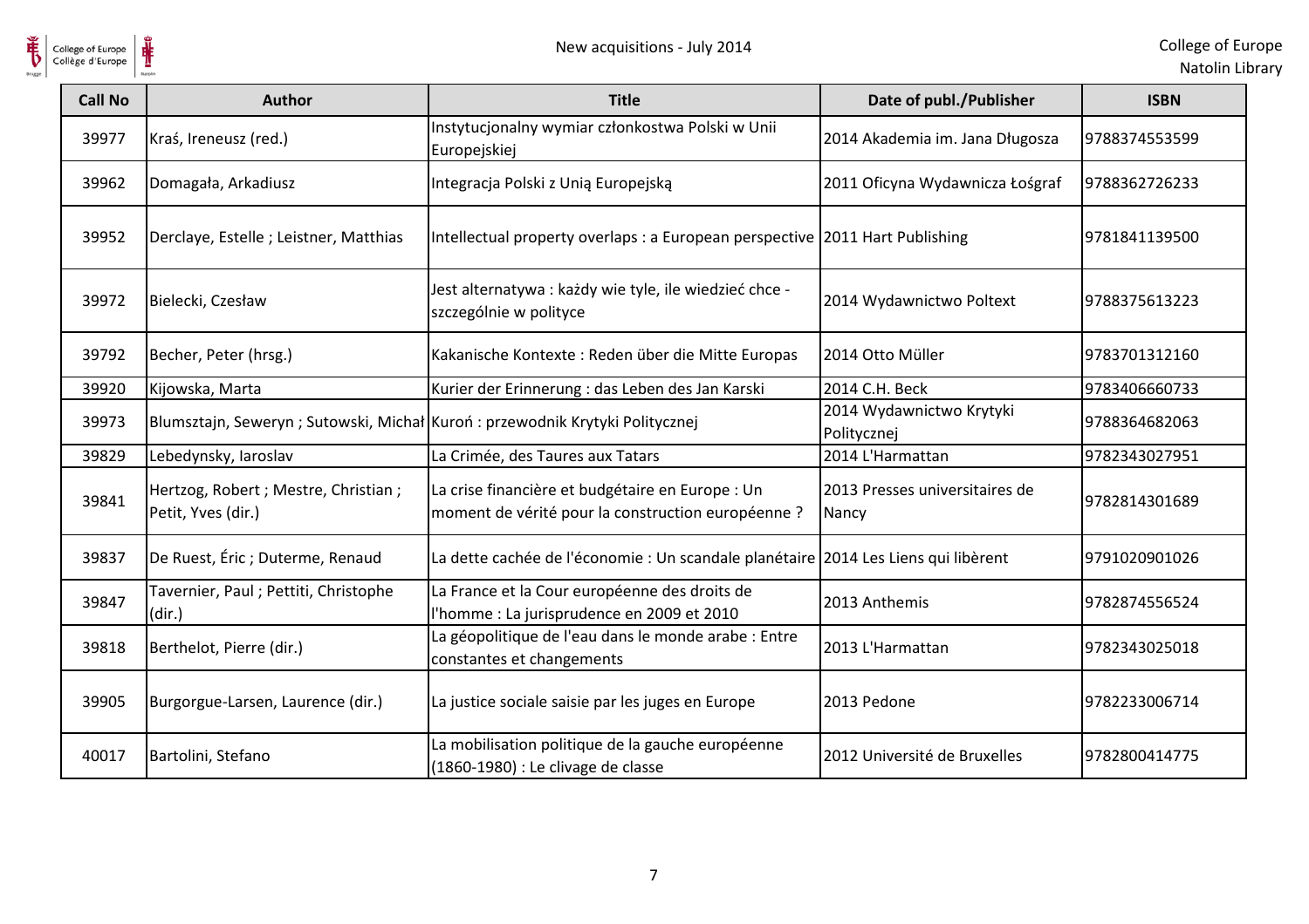| Call No | Author | Title | Date of publ./Publisher | ISBN |
|---|---|---|---|---|
| 39977 | Kraś, Ireneusz (red.) | Instytucjonalny wymiar członkostwa Polski w Unii Europejskiej | 2014 Akademia im. Jana Długosza | 9788374553599 |
| 39962 | Domagała, Arkadiusz | Integracja Polski z Unią Europejską | 2011 Oficyna Wydawnicza Łośgraf | 9788362726233 |
| 39952 | Derclaye, Estelle ; Leistner, Matthias | Intellectual property overlaps : a European perspective | 2011 Hart Publishing | 9781841139500 |
| 39972 | Bielecki, Czesław | Jest alternatywa : każdy wie tyle, ile wiedzieć chce - szczególnie w polityce | 2014 Wydawnictwo Poltext | 9788375613223 |
| 39792 | Becher, Peter (hrsg.) | Kakanische Kontexte : Reden über die Mitte Europas | 2014 Otto Müller | 9783701312160 |
| 39920 | Kijowska, Marta | Kurier der Erinnerung : das Leben des Jan Karski | 2014 C.H. Beck | 9783406660733 |
| 39973 | Blumsztajn, Seweryn ; Sutowski, Michał | Kuroń : przewodnik Krytyki Politycznej | 2014 Wydawnictwo Krytyki Politycznej | 9788364682063 |
| 39829 | Lebedynsky, Iaroslav | La Crimée, des Taures aux Tatars | 2014 L'Harmattan | 9782343027951 |
| 39841 | Hertzog, Robert ; Mestre, Christian ; Petit, Yves (dir.) | La crise financière et budgétaire en Europe : Un moment de vérité pour la construction européenne ? | 2013 Presses universitaires de Nancy | 9782814301689 |
| 39837 | De Ruest, Éric ; Duterme, Renaud | La dette cachée de l'économie : Un scandale planétaire | 2014 Les Liens qui libèrent | 9791020901026 |
| 39847 | Tavernier, Paul ; Pettiti, Christophe (dir.) | La France et la Cour européenne des droits de l'homme : La jurisprudence en 2009 et 2010 | 2013 Anthemis | 9782874556524 |
| 39818 | Berthelot, Pierre (dir.) | La géopolitique de l'eau dans le monde arabe : Entre constantes et changements | 2013 L'Harmattan | 9782343025018 |
| 39905 | Burgorgue-Larsen, Laurence (dir.) | La justice sociale saisie par les juges en Europe | 2013 Pedone | 9782233006714 |
| 40017 | Bartolini, Stefano | La mobilisation politique de la gauche européenne (1860-1980) : Le clivage de classe | 2012 Université de Bruxelles | 9782800414775 |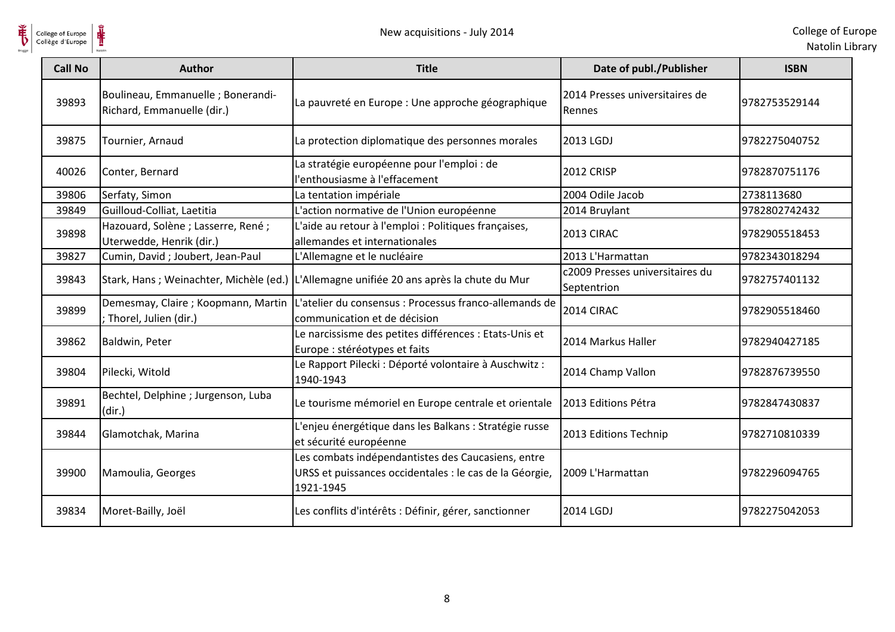| Call No | Author | Title | Date of publ./Publisher | ISBN |
|---|---|---|---|---|
| 39893 | Boulineau, Emmanuelle ; Bonerandi-Richard, Emmanuelle (dir.) | La pauvreté en Europe : Une approche géographique | 2014 Presses universitaires de Rennes | 9782753529144 |
| 39875 | Tournier, Arnaud | La protection diplomatique des personnes morales | 2013 LGDJ | 9782275040752 |
| 40026 | Conter, Bernard | La stratégie européenne pour l'emploi : de l'enthousiasme à l'effacement | 2012 CRISP | 9782870751176 |
| 39806 | Serfaty, Simon | La tentation impériale | 2004 Odile Jacob | 2738113680 |
| 39849 | Guilloud-Colliat, Laetitia | L'action normative de l'Union européenne | 2014 Bruylant | 9782802742432 |
| 39898 | Hazouard, Solène ; Lasserre, René ; Uterwedde, Henrik (dir.) | L'aide au retour à l'emploi : Politiques françaises, allemandes et internationales | 2013 CIRAC | 9782905518453 |
| 39827 | Cumin, David ; Joubert, Jean-Paul | L'Allemagne et le nucléaire | 2013 L'Harmattan | 9782343018294 |
| 39843 | Stark, Hans ; Weinachter, Michèle (ed.) | L'Allemagne unifiée 20 ans après la chute du Mur | c2009 Presses universitaires du Septentrion | 9782757401132 |
| 39899 | Demesmay, Claire ; Koopmann, Martin ; Thorel, Julien (dir.) | L'atelier du consensus : Processus franco-allemands de communication et de décision | 2014 CIRAC | 9782905518460 |
| 39862 | Baldwin, Peter | Le narcissisme des petites différences : Etats-Unis et Europe : stéréotypes et faits | 2014 Markus Haller | 9782940427185 |
| 39804 | Pilecki, Witold | Le Rapport Pilecki : Déporté volontaire à Auschwitz : 1940-1943 | 2014 Champ Vallon | 9782876739550 |
| 39891 | Bechtel, Delphine ; Jurgenson, Luba (dir.) | Le tourisme mémoriel en Europe centrale et orientale | 2013 Editions Pétra | 9782847430837 |
| 39844 | Glamotchak, Marina | L'enjeu énergétique dans les Balkans : Stratégie russe et sécurité européenne | 2013 Editions Technip | 9782710810339 |
| 39900 | Mamoulia, Georges | Les combats indépendantistes des Caucasiens, entre URSS et puissances occidentales : le cas de la Géorgie, 1921-1945 | 2009 L'Harmattan | 9782296094765 |
| 39834 | Moret-Bailly, Joël | Les conflits d'intérêts : Définir, gérer, sanctionner | 2014 LGDJ | 9782275042053 |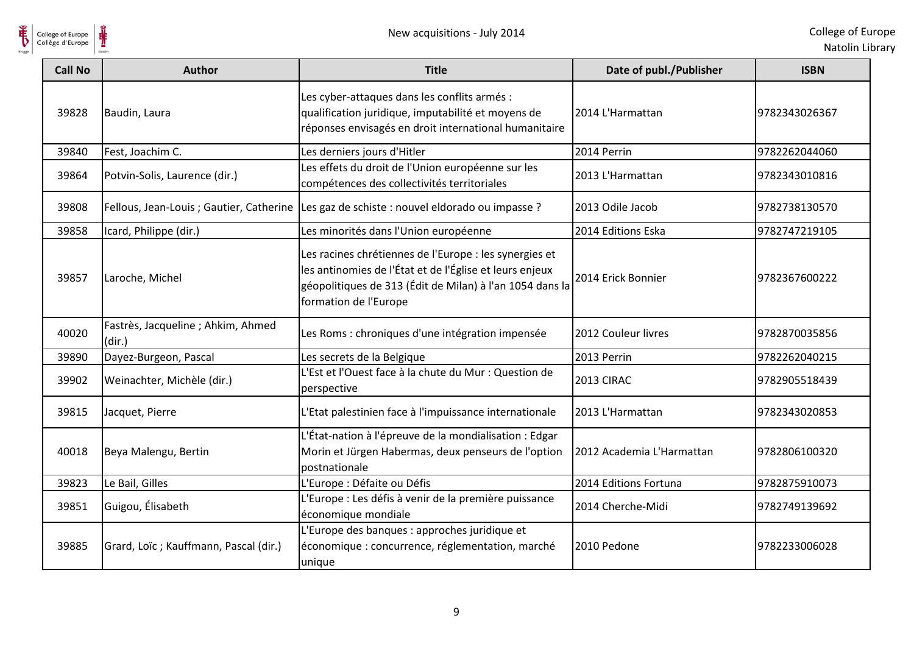| Call No | Author | Title | Date of publ./Publisher | ISBN |
| --- | --- | --- | --- | --- |
| 39828 | Baudin, Laura | Les cyber-attaques dans les conflits armés : qualification juridique, imputabilité et moyens de réponses envisagés en droit international humanitaire | 2014 L'Harmattan | 9782343026367 |
| 39840 | Fest, Joachim C. | Les derniers jours d'Hitler | 2014 Perrin | 9782262044060 |
| 39864 | Potvin-Solis, Laurence (dir.) | Les effets du droit de l'Union européenne sur les compétences des collectivités territoriales | 2013 L'Harmattan | 9782343010816 |
| 39808 | Fellous, Jean-Louis ; Gautier, Catherine | Les gaz de schiste : nouvel eldorado ou impasse ? | 2013 Odile Jacob | 9782738130570 |
| 39858 | Icard, Philippe (dir.) | Les minorités dans l'Union européenne | 2014 Editions Eska | 9782747219105 |
| 39857 | Laroche, Michel | Les racines chrétiennes de l'Europe : les synergies et les antinomies de l'État et de l'Église et leurs enjeux géopolitiques de 313 (Édit de Milan) à l'an 1054 dans la formation de l'Europe | 2014 Erick Bonnier | 9782367600222 |
| 40020 | Fastrès, Jacqueline ; Ahkim, Ahmed (dir.) | Les Roms : chroniques d'une intégration impensée | 2012 Couleur livres | 9782870035856 |
| 39890 | Dayez-Burgeon, Pascal | Les secrets de la Belgique | 2013 Perrin | 9782262040215 |
| 39902 | Weinachter, Michèle (dir.) | L'Est et l'Ouest face à la chute du Mur : Question de perspective | 2013 CIRAC | 9782905518439 |
| 39815 | Jacquet, Pierre | L'Etat palestinien face à l'impuissance internationale | 2013 L'Harmattan | 9782343020853 |
| 40018 | Beya Malengu, Bertin | L'État-nation à l'épreuve de la mondialisation : Edgar Morin et Jürgen Habermas, deux penseurs de l'option postnationale | 2012 Academia L'Harmattan | 9782806100320 |
| 39823 | Le Bail, Gilles | L'Europe : Défaite ou Défis | 2014 Editions Fortuna | 9782875910073 |
| 39851 | Guigou, Élisabeth | L'Europe : Les défis à venir de la première puissance économique mondiale | 2014 Cherche-Midi | 9782749139692 |
| 39885 | Grard, Loïc ; Kauffmann, Pascal (dir.) | L'Europe des banques : approches juridique et économique : concurrence, réglementation, marché unique | 2010 Pedone | 9782233006028 |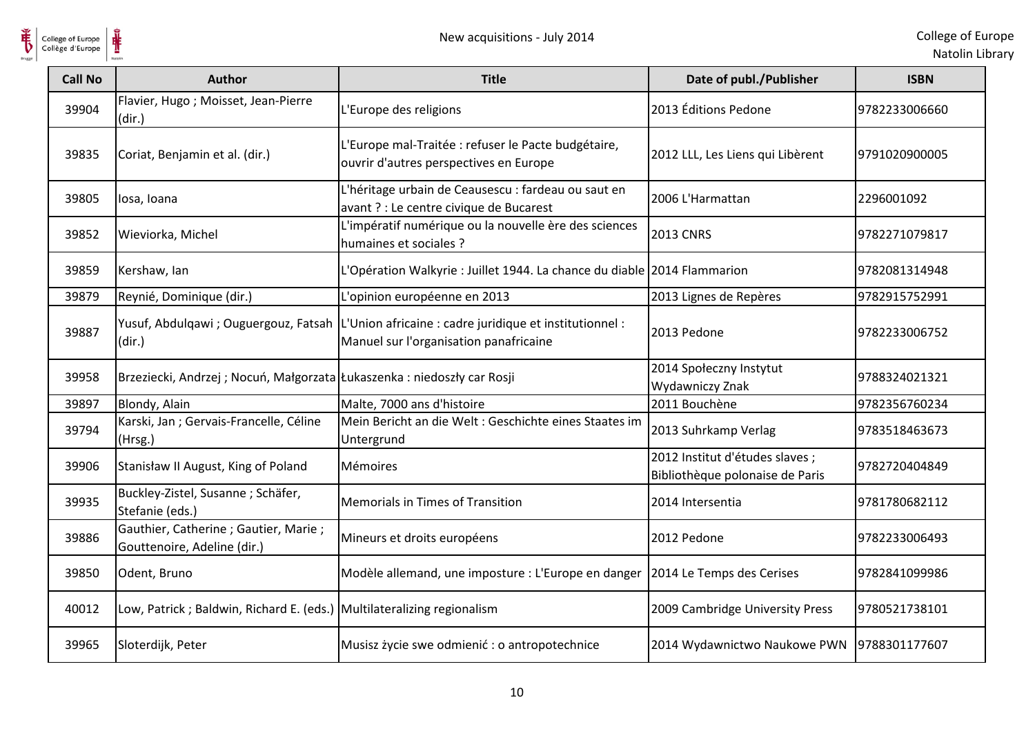| Call No | Author | Title | Date of publ./Publisher | ISBN |
|---|---|---|---|---|
| 39904 | Flavier, Hugo ; Moisset, Jean-Pierre (dir.) | L'Europe des religions | 2013 Éditions Pedone | 9782233006660 |
| 39835 | Coriat, Benjamin et al. (dir.) | L'Europe mal-Traitée : refuser le Pacte budgétaire, ouvrir d'autres perspectives en Europe | 2012 LLL, Les Liens qui Libèrent | 9791020900005 |
| 39805 | Iosa, Ioana | L'héritage urbain de Ceausescu : fardeau ou saut en avant ? : Le centre civique de Bucarest | 2006 L'Harmattan | 2296001092 |
| 39852 | Wieviorka, Michel | L'impératif numérique ou la nouvelle ère des sciences humaines et sociales ? | 2013 CNRS | 9782271079817 |
| 39859 | Kershaw, Ian | L'Opération Walkyrie : Juillet 1944. La chance du diable | 2014 Flammarion | 9782081314948 |
| 39879 | Reynié, Dominique (dir.) | L'opinion européenne en 2013 | 2013 Lignes de Repères | 9782915752991 |
| 39887 | Yusuf, Abdulqawi ; Ouguergouz, Fatsah (dir.) | L'Union africaine : cadre juridique et institutionnel : Manuel sur l'organisation panafricaine | 2013 Pedone | 9782233006752 |
| 39958 | Brzeziecki, Andrzej ; Nocuń, Małgorzata | Łukaszenka : niedoszły car Rosji | 2014 Społeczny Instytut Wydawniczy Znak | 9788324021321 |
| 39897 | Blondy, Alain | Malte, 7000 ans d'histoire | 2011 Bouchène | 9782356760234 |
| 39794 | Karski, Jan ; Gervais-Francelle, Céline (Hrsg.) | Mein Bericht an die Welt : Geschichte eines Staates im Untergrund | 2013 Suhrkamp Verlag | 9783518463673 |
| 39906 | Stanisław II August, King of Poland | Mémoires | 2012 Institut d'études slaves ; Bibliothèque polonaise de Paris | 9782720404849 |
| 39935 | Buckley-Zistel, Susanne ; Schäfer, Stefanie (eds.) | Memorials in Times of Transition | 2014 Intersentia | 9781780682112 |
| 39886 | Gauthier, Catherine ; Gautier, Marie ; Gouttenoire, Adeline (dir.) | Mineurs et droits européens | 2012 Pedone | 9782233006493 |
| 39850 | Odent, Bruno | Modèle allemand, une imposture : L'Europe en danger | 2014 Le Temps des Cerises | 9782841099986 |
| 40012 | Low, Patrick ; Baldwin, Richard E. (eds.) | Multilateralizing regionalism | 2009 Cambridge University Press | 9780521738101 |
| 39965 | Sloterdijk, Peter | Musisz życie swe odmienić : o antropotechnice | 2014 Wydawnictwo Naukowe PWN | 9788301177607 |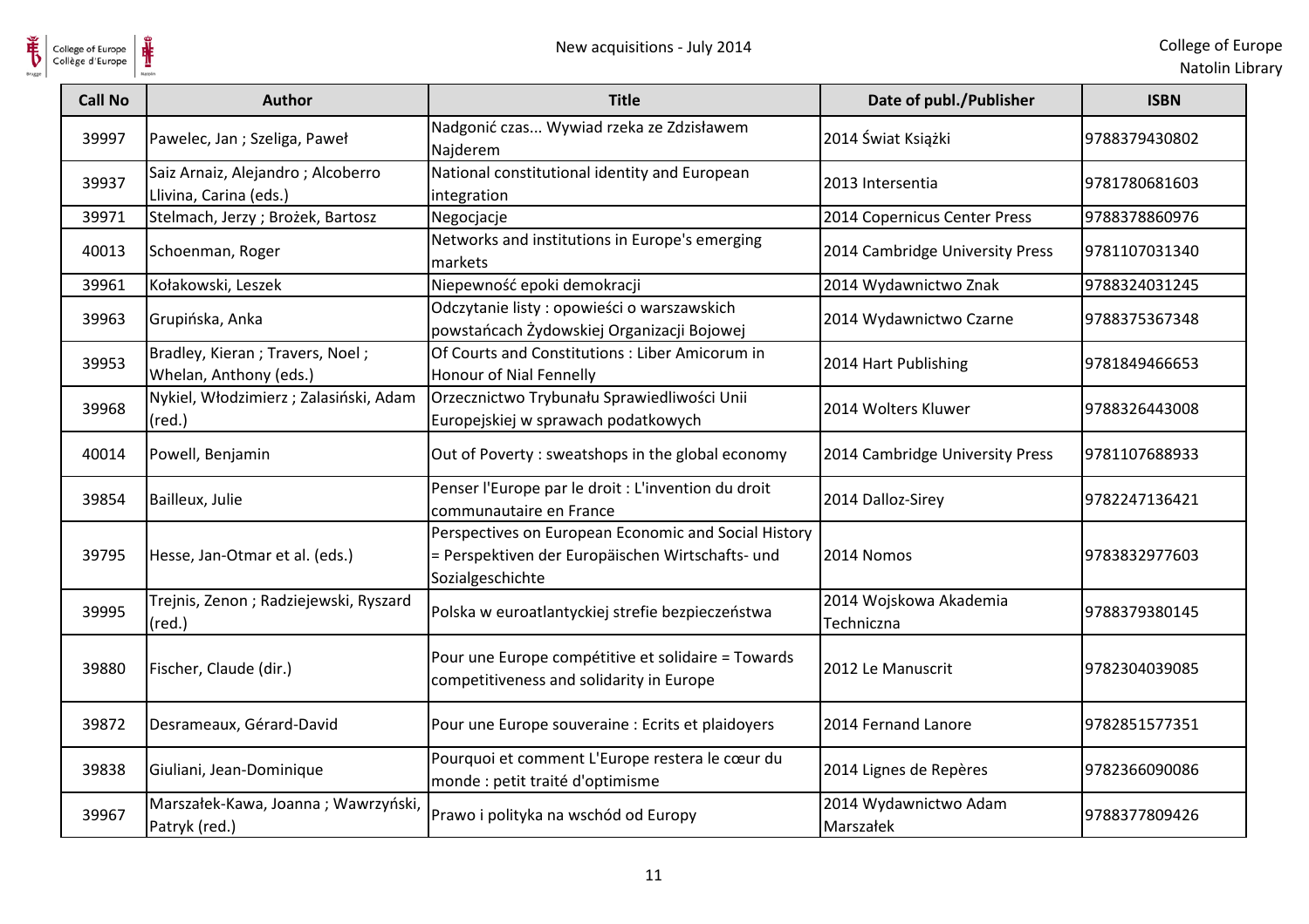| Call No | Author | Title | Date of publ./Publisher | ISBN |
|---|---|---|---|---|
| 39997 | Pawelec, Jan ; Szeliga, Paweł | Nadgonić czas... Wywiad rzeka ze Zdzisławem Najderem | 2014 Świat Książki | 9788379430802 |
| 39937 | Saiz Arnaiz, Alejandro ; Alcoberro Llivina, Carina (eds.) | National constitutional identity and European integration | 2013 Intersentia | 9781780681603 |
| 39971 | Stelmach, Jerzy ; Brożek, Bartosz | Negocjacje | 2014 Copernicus Center Press | 9788378860976 |
| 40013 | Schoenman, Roger | Networks and institutions in Europe's emerging markets | 2014 Cambridge University Press | 9781107031340 |
| 39961 | Kołakowski, Leszek | Niepewność epoki demokracji | 2014 Wydawnictwo Znak | 9788324031245 |
| 39963 | Grupińska, Anka | Odczytanie listy : opowieści o warszawskich powstańcach Żydowskiej Organizacji Bojowej | 2014 Wydawnictwo Czarne | 9788375367348 |
| 39953 | Bradley, Kieran ; Travers, Noel ; Whelan, Anthony (eds.) | Of Courts and Constitutions : Liber Amicorum in Honour of Nial Fennelly | 2014 Hart Publishing | 9781849466653 |
| 39968 | Nykiel, Włodzimierz ; Zalasiński, Adam (red.) | Orzecznictwo Trybunału Sprawiedliwości Unii Europejskiej w sprawach podatkowych | 2014 Wolters Kluwer | 9788326443008 |
| 40014 | Powell, Benjamin | Out of Poverty : sweatshops in the global economy | 2014 Cambridge University Press | 9781107688933 |
| 39854 | Bailleux, Julie | Penser l'Europe par le droit : L'invention du droit communautaire en France | 2014 Dalloz-Sirey | 9782247136421 |
| 39795 | Hesse, Jan-Otmar et al. (eds.) | Perspectives on European Economic and Social History = Perspektiven der Europäischen Wirtschafts- und Sozialgeschichte | 2014 Nomos | 9783832977603 |
| 39995 | Trejnis, Zenon ; Radziejewski, Ryszard (red.) | Polska w euroatlantyckiej strefie bezpieczeństwa | 2014 Wojskowa Akademia Techniczna | 9788379380145 |
| 39880 | Fischer, Claude (dir.) | Pour une Europe compétitive et solidaire = Towards competitiveness and solidarity in Europe | 2012 Le Manuscrit | 9782304039085 |
| 39872 | Desrameaux, Gérard-David | Pour une Europe souveraine : Ecrits et plaidoyers | 2014 Fernand Lanore | 9782851577351 |
| 39838 | Giuliani, Jean-Dominique | Pourquoi et comment L'Europe restera le cœur du monde : petit traité d'optimisme | 2014 Lignes de Repères | 9782366090086 |
| 39967 | Marszałek-Kawa, Joanna ; Wawrzyński, Patryk (red.) | Prawo i polityka na wschód od Europy | 2014 Wydawnictwo Adam Marszałek | 9788377809426 |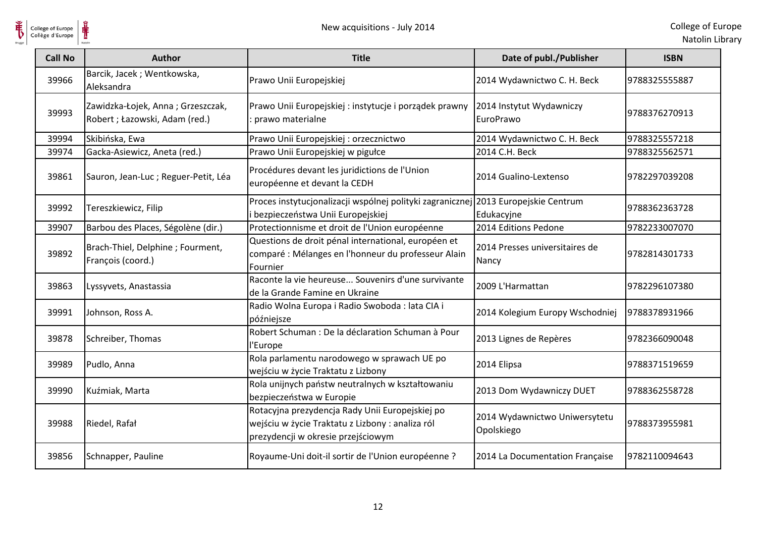| Call No | Author | Title | Date of publ./Publisher | ISBN |
| --- | --- | --- | --- | --- |
| 39966 | Barcik, Jacek ; Wentkowska, Aleksandra | Prawo Unii Europejskiej | 2014 Wydawnictwo C. H. Beck | 9788325555887 |
| 39993 | Zawidzka-Łojek, Anna ; Grzeszczak, Robert ; Łazowski, Adam (red.) | Prawo Unii Europejskiej : instytucje i porządek prawny : prawo materialne | 2014 Instytut Wydawniczy EuroPrawo | 9788376270913 |
| 39994 | Skibińska, Ewa | Prawo Unii Europejskiej : orzecznictwo | 2014 Wydawnictwo C. H. Beck | 9788325557218 |
| 39974 | Gacka-Asiewicz, Aneta (red.) | Prawo Unii Europejskiej w pigułce | 2014 C.H. Beck | 9788325562571 |
| 39861 | Sauron, Jean-Luc ; Reguer-Petit, Léa | Procédures devant les juridictions de l'Union européenne et devant la CEDH | 2014 Gualino-Lextenso | 9782297039208 |
| 39992 | Tereszkiewicz, Filip | Proces instytucjonalizacji wspólnej polityki zagranicznej i bezpieczeństwa Unii Europejskiej | 2013 Europejskie Centrum Edukacyjne | 9788362363728 |
| 39907 | Barbou des Places, Ségolène (dir.) | Protectionnisme et droit de l'Union européenne | 2014 Editions Pedone | 9782233007070 |
| 39892 | Brach-Thiel, Delphine ; Fourment, François (coord.) | Questions de droit pénal international, européen et comparé : Mélanges en l'honneur du professeur Alain Fournier | 2014 Presses universitaires de Nancy | 9782814301733 |
| 39863 | Lyssyvets, Anastassia | Raconte la vie heureuse... Souvenirs d'une survivante de la Grande Famine en Ukraine | 2009 L'Harmattan | 9782296107380 |
| 39991 | Johnson, Ross A. | Radio Wolna Europa i Radio Swoboda : lata CIA i późniejsze | 2014 Kolegium Europy Wschodniej | 9788378931966 |
| 39878 | Schreiber, Thomas | Robert Schuman : De la déclaration Schuman à Pour l'Europe | 2013 Lignes de Repères | 9782366090048 |
| 39989 | Pudlo, Anna | Rola parlamentu narodowego w sprawach UE po wejściu w życie Traktatu z Lizbony | 2014 Elipsa | 9788371519659 |
| 39990 | Kuźmiak, Marta | Rola unijnych państw neutralnych w kształtowaniu bezpieczeństwa w Europie | 2013 Dom Wydawniczy DUET | 9788362558728 |
| 39988 | Riedel, Rafał | Rotacyjna prezydencja Rady Unii Europejskiej po wejściu w życie Traktatu z Lizbony : analiza ról prezydencji w okresie przejściowym | 2014 Wydawnictwo Uniwersytetu Opolskiego | 9788373955981 |
| 39856 | Schnapper, Pauline | Royaume-Uni doit-il sortir de l'Union européenne ? | 2014 La Documentation Française | 9782110094643 |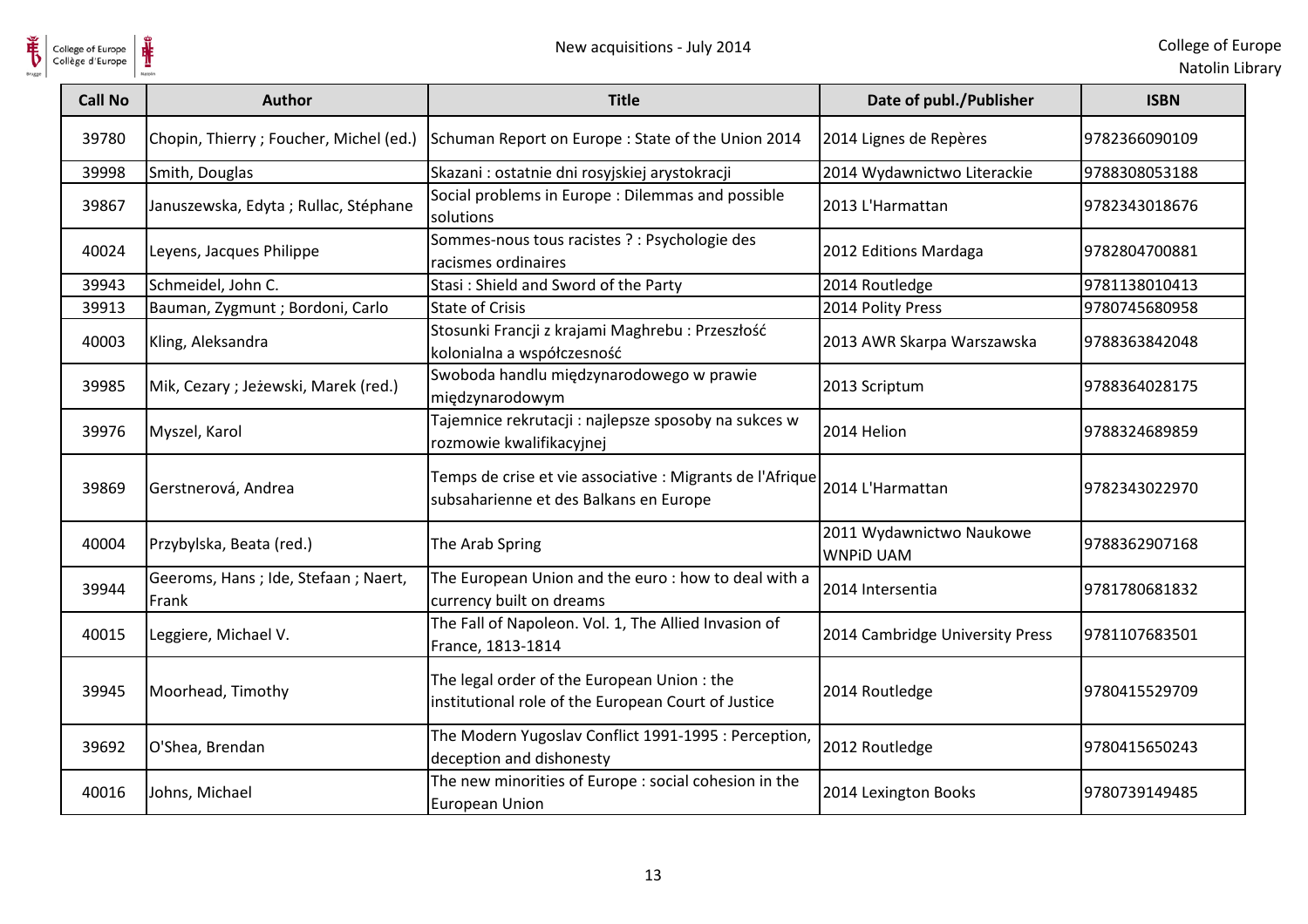| Call No | Author | Title | Date of publ./Publisher | ISBN |
| --- | --- | --- | --- | --- |
| 39780 | Chopin, Thierry ; Foucher, Michel (ed.) | Schuman Report on Europe : State of the Union 2014 | 2014 Lignes de Repères | 9782366090109 |
| 39998 | Smith, Douglas | Skazani : ostatnie dni rosyjskiej arystokracji | 2014 Wydawnictwo Literackie | 9788308053188 |
| 39867 | Januszewska, Edyta ; Rullac, Stéphane | Social problems in Europe : Dilemmas and possible solutions | 2013 L'Harmattan | 9782343018676 |
| 40024 | Leyens, Jacques Philippe | Sommes-nous tous racistes ? : Psychologie des racismes ordinaires | 2012 Editions Mardaga | 9782804700881 |
| 39943 | Schmeidel, John C. | Stasi : Shield and Sword of the Party | 2014 Routledge | 9781138010413 |
| 39913 | Bauman, Zygmunt ; Bordoni, Carlo | State of Crisis | 2014 Polity Press | 9780745680958 |
| 40003 | Kling, Aleksandra | Stosunki Francji z krajami Maghrebu : Przeszłość kolonialna a współczesność | 2013 AWR Skarpa Warszawska | 9788363842048 |
| 39985 | Mik, Cezary ; Jeżewski, Marek (red.) | Swoboda handlu międzynarodowego w prawie międzynarodowym | 2013 Scriptum | 9788364028175 |
| 39976 | Myszel, Karol | Tajemnice rekrutacji : najlepsze sposoby na sukces w rozmowie kwalifikacyjnej | 2014 Helion | 9788324689859 |
| 39869 | Gerstnerová, Andrea | Temps de crise et vie associative : Migrants de l'Afrique subsaharienne et des Balkans en Europe | 2014 L'Harmattan | 9782343022970 |
| 40004 | Przybylska, Beata (red.) | The Arab Spring | 2011 Wydawnictwo Naukowe WNPiD UAM | 9788362907168 |
| 39944 | Geeroms, Hans ; Ide, Stefaan ; Naert, Frank | The European Union and the euro : how to deal with a currency built on dreams | 2014 Intersentia | 9781780681832 |
| 40015 | Leggiere, Michael V. | The Fall of Napoleon. Vol. 1, The Allied Invasion of France, 1813-1814 | 2014 Cambridge University Press | 9781107683501 |
| 39945 | Moorhead, Timothy | The legal order of the European Union : the institutional role of the European Court of Justice | 2014 Routledge | 9780415529709 |
| 39692 | O'Shea, Brendan | The Modern Yugoslav Conflict 1991-1995 : Perception, deception and dishonesty | 2012 Routledge | 9780415650243 |
| 40016 | Johns, Michael | The new minorities of Europe : social cohesion in the European Union | 2014 Lexington Books | 9780739149485 |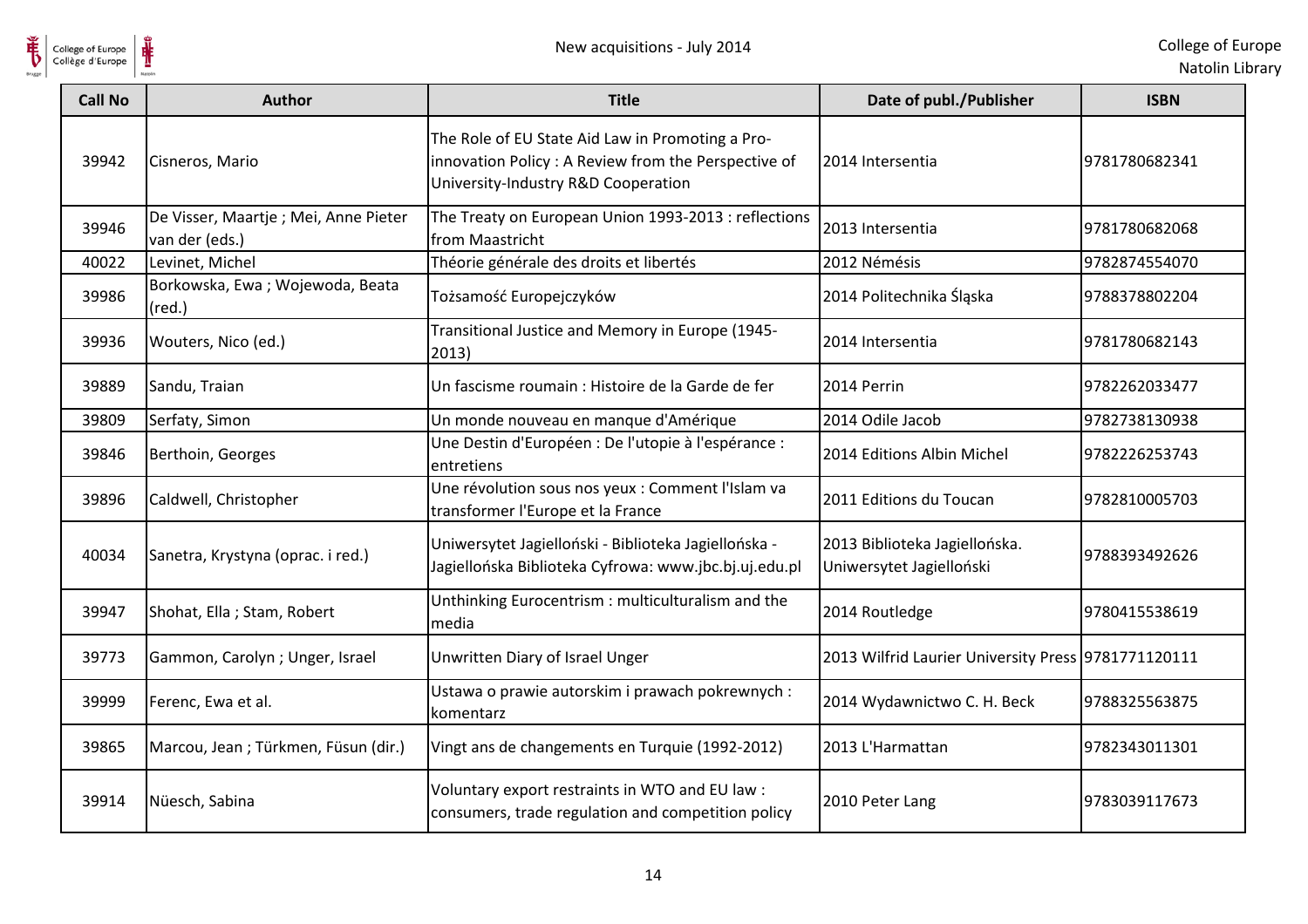| Call No | Author | Title | Date of publ./Publisher | ISBN |
|---|---|---|---|---|
| 39942 | Cisneros, Mario | The Role of EU State Aid Law in Promoting a Pro-innovation Policy : A Review from the Perspective of University-Industry R&D Cooperation | 2014 Intersentia | 9781780682341 |
| 39946 | De Visser, Maartje ; Mei, Anne Pieter van der (eds.) | The Treaty on European Union 1993-2013 : reflections from Maastricht | 2013 Intersentia | 9781780682068 |
| 40022 | Levinet, Michel | Théorie générale des droits et libertés | 2012 Némésis | 9782874554070 |
| 39986 | Borkowska, Ewa ; Wojewoda, Beata (red.) | Tożsamość Europejczyków | 2014 Politechnika Śląska | 9788378802204 |
| 39936 | Wouters, Nico (ed.) | Transitional Justice and Memory in Europe (1945-2013) | 2014 Intersentia | 9781780682143 |
| 39889 | Sandu, Traian | Un fascisme roumain : Histoire de la Garde de fer | 2014 Perrin | 9782262033477 |
| 39809 | Serfaty, Simon | Un monde nouveau en manque d'Amérique | 2014 Odile Jacob | 9782738130938 |
| 39846 | Berthoin, Georges | Une Destin d'Européen : De l'utopie à l'espérance : entretiens | 2014 Editions Albin Michel | 9782226253743 |
| 39896 | Caldwell, Christopher | Une révolution sous nos yeux : Comment l'Islam va transformer l'Europe et la France | 2011 Editions du Toucan | 9782810005703 |
| 40034 | Sanetra, Krystyna (oprac. i red.) | Uniwersytet Jagielloński - Biblioteka Jagiellońska - Jagiellońska Biblioteka Cyfrowa: www.jbc.bj.uj.edu.pl | 2013 Biblioteka Jagiellońska. Uniwersytet Jagielloński | 9788393492626 |
| 39947 | Shohat, Ella ; Stam, Robert | Unthinking Eurocentrism : multiculturalism and the media | 2014 Routledge | 9780415538619 |
| 39773 | Gammon, Carolyn ; Unger, Israel | Unwritten Diary of Israel Unger | 2013 Wilfrid Laurier University Press | 9781771120111 |
| 39999 | Ferenc, Ewa et al. | Ustawa o prawie autorskim i prawach pokrewnych : komentarz | 2014 Wydawnictwo C. H. Beck | 9788325563875 |
| 39865 | Marcou, Jean ; Türkmen, Füsun (dir.) | Vingt ans de changements en Turquie (1992-2012) | 2013 L'Harmattan | 9782343011301 |
| 39914 | Nüesch, Sabina | Voluntary export restraints in WTO and EU law : consumers, trade regulation and competition policy | 2010 Peter Lang | 9783039117673 |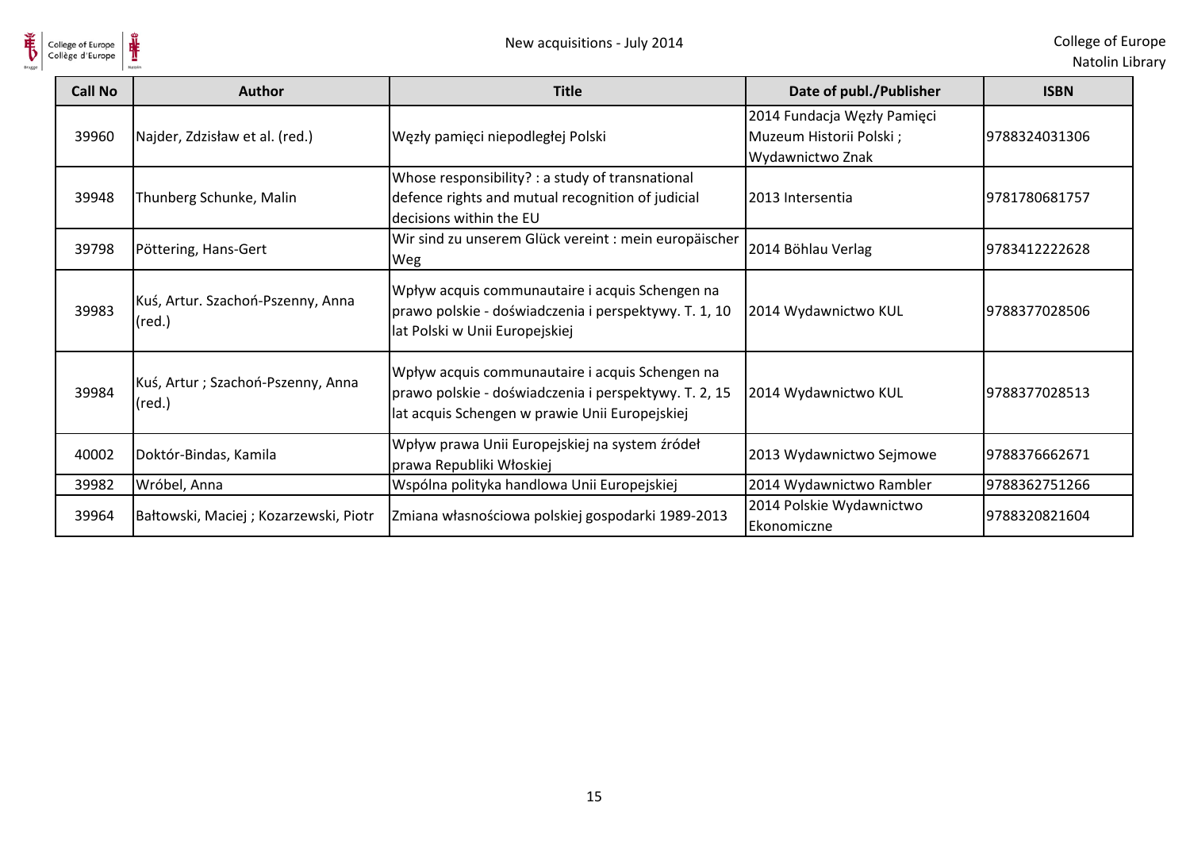| Call No | Author | Title | Date of publ./Publisher | ISBN |
|---|---|---|---|---|
| 39960 | Najder, Zdzisław et al. (red.) | Węzły pamięci niepodległej Polski | 2014 Fundacja Węzły Pamięci Muzeum Historii Polski ; Wydawnictwo Znak | 9788324031306 |
| 39948 | Thunberg Schunke, Malin | Whose responsibility? : a study of transnational defence rights and mutual recognition of judicial decisions within the EU | 2013 Intersentia | 9781780681757 |
| 39798 | Pöttering, Hans-Gert | Wir sind zu unserem Glück vereint : mein europäischer Weg | 2014 Böhlau Verlag | 9783412222628 |
| 39983 | Kuś, Artur. Szachoń-Pszenny, Anna (red.) | Wpływ acquis communautaire i acquis Schengen na prawo polskie - doświadczenia i perspektywy. T. 1, 10 lat Polski w Unii Europejskiej | 2014 Wydawnictwo KUL | 9788377028506 |
| 39984 | Kuś, Artur ; Szachoń-Pszenny, Anna (red.) | Wpływ acquis communautaire i acquis Schengen na prawo polskie - doświadczenia i perspektywy. T. 2, 15 lat acquis Schengen w prawie Unii Europejskiej | 2014 Wydawnictwo KUL | 9788377028513 |
| 40002 | Doktór-Bindas, Kamila | Wpływ prawa Unii Europejskiej na system źródeł prawa Republiki Włoskiej | 2013 Wydawnictwo Sejmowe | 9788376662671 |
| 39982 | Wróbel, Anna | Wspólna polityka handlowa Unii Europejskiej | 2014 Wydawnictwo Rambler | 9788362751266 |
| 39964 | Bałtowski, Maciej ; Kozarzewski, Piotr | Zmiana własnościowa polskiej gospodarki 1989-2013 | 2014 Polskie Wydawnictwo Ekonomiczne | 9788320821604 |